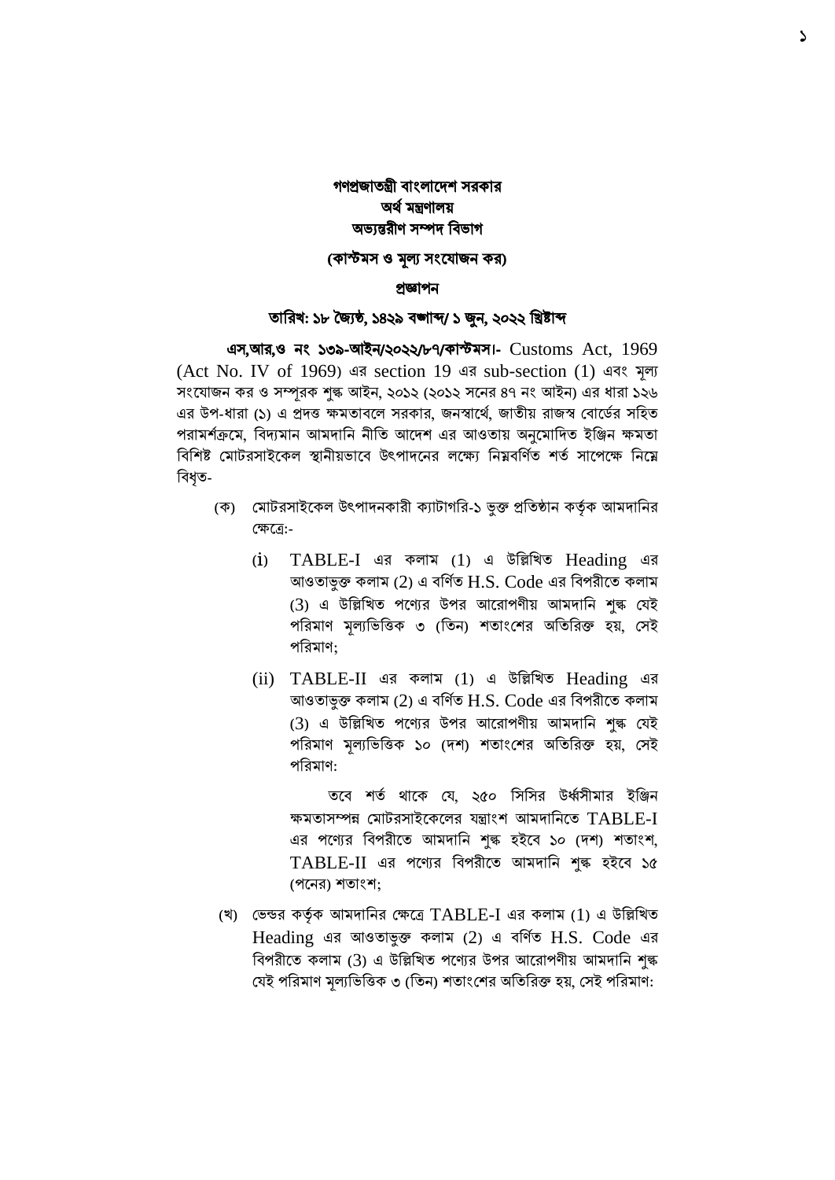**গণপ্রজাতন্ত্রী বাংলাদেশ সরকার**
**অর্থ মন্ত্রণালয়**
**অভ্যন্তরীণ সম্পদ বিভাগ**

**(কাস্টমস ও মূল্য সংযোজন কর)**

**প্রজ্ঞাপন**

**তারিখ: ১৮ জ্যৈষ্ঠ, ১৪২৯ বঙ্গাব্দ/ ১ জুন, ২০২২ খ্রিষ্টাব্দ**

**এস,আর,ও নং ১৩৯-আইন/২০২২/৮৭/কাস্টমস।-** Customs Act, 1969 (Act No. IV of 1969) এর section 19 এর sub-section (1) এবং মূল্য সংযোজন কর ও সম্পূরক শুল্ক আইন, ২০১২ (২০১২ সনের ৪৭ নং আইন) এর ধারা ১২৬ এর উপ-ধারা (১) এ প্রদত্ত ক্ষমতাবলে সরকার, জনস্বার্থে, জাতীয় রাজস্ব বোর্ডের সহিত পরামর্শক্রমে, বিদ্যমান আমদানি নীতি আদেশ এর আওতায় অনুমোদিত ইঞ্জিন ক্ষমতা বিশিষ্ট মোটরসাইকেল স্থানীয়ভাবে উৎপাদনের লক্ষ্যে নিম্নবর্ণিত শর্ত সাপেক্ষে নিম্নে বিধৃত-

(ক) মোটরসাইকেল উৎপাদনকারী ক্যাটাগরি-১ ভুক্ত প্রতিষ্ঠান কর্তৃক আমদানির ক্ষেত্রে:-

(i) TABLE-I এর কলাম (1) এ উল্লিখিত Heading এর আওতাভুক্ত কলাম (2) এ বর্ণিত H.S. Code এর বিপরীতে কলাম (3) এ উল্লিখিত পণ্যের উপর আরোপণীয় আমদানি শুল্ক যেই পরিমাণ মূল্যভিত্তিক ৩ (তিন) শতাংশের অতিরিক্ত হয়, সেই পরিমাণ;

(ii) TABLE-II এর কলাম (1) এ উল্লিখিত Heading এর আওতাভুক্ত কলাম (2) এ বর্ণিত H.S. Code এর বিপরীতে কলাম (3) এ উল্লিখিত পণ্যের উপর আরোপণীয় আমদানি শুল্ক যেই পরিমাণ মূল্যভিত্তিক ১০ (দশ) শতাংশের অতিরিক্ত হয়, সেই পরিমাণ:

তবে শর্ত থাকে যে, ২৫০ সিসির উর্ধ্বসীমার ইঞ্জিন ক্ষমতাসম্পন্ন মোটরসাইকেলের যন্ত্রাংশ আমদানিতে TABLE-I এর পণ্যের বিপরীতে আমদানি শুল্ক হইবে ১০ (দশ) শতাংশ, TABLE-II এর পণ্যের বিপরীতে আমদানি শুল্ক হইবে ১৫ (পনের) শতাংশ;

(খ) ভেন্ডর কর্তৃক আমদানির ক্ষেত্রে TABLE-I এর কলাম (1) এ উল্লিখিত Heading এর আওতাভুক্ত কলাম (2) এ বর্ণিত H.S. Code এর বিপরীতে কলাম (3) এ উল্লিখিত পণ্যের উপর আরোপণীয় আমদানি শুল্ক যেই পরিমাণ মূল্যভিত্তিক ৩ (তিন) শতাংশের অতিরিক্ত হয়, সেই পরিমাণ: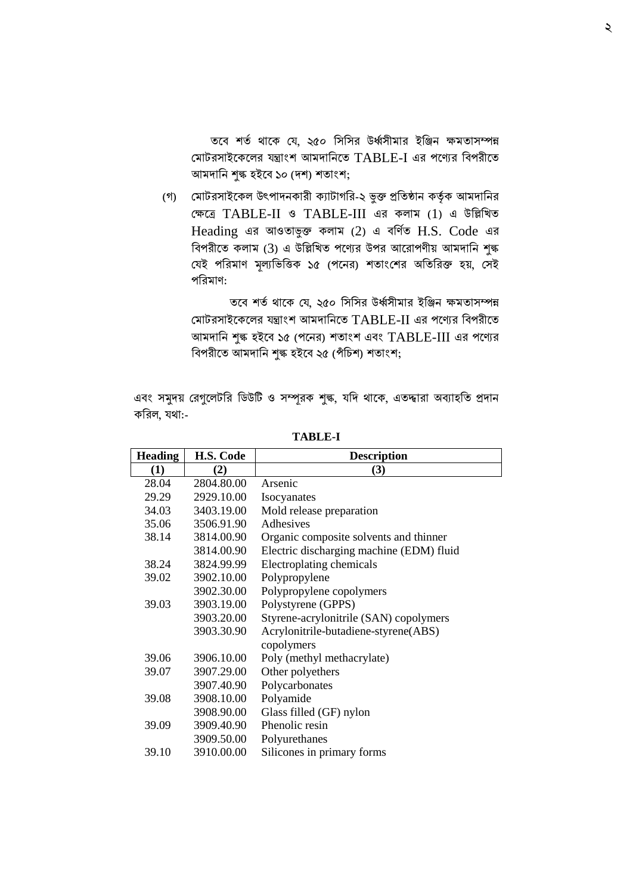তবে শর্ত থাকে যে, ২৫০ সিসির উর্ধ্বসীমার ইঞ্জিন ক্ষমতাসম্পন্ন মোটরসাইকেলের যন্ত্রাংশ আমদানিতে TABLE-I এর পণ্যের বিপরীতে আমদানি শুল্ক হইবে ১০ (দশ) শতাংশ;

(গ) মোটরসাইকেল উৎপাদনকারী ক্যাটাগরি-২ ভুক্ত প্রতিষ্ঠান কর্তৃক আমদানির ক্ষেত্রে TABLE-II ও TABLE-III এর কলাম (1) এ উল্লিখিত Heading এর আওতাভুক্ত কলাম (2) এ বর্ণিত H.S. Code এর বিপরীতে কলাম (3) এ উল্লিখিত পণ্যের উপর আরোপণীয় আমদানি শুল্ক যেই পরিমাণ মূল্যভিত্তিক ১৫ (পনের) শতাংশের অতিরিক্ত হয়, সেই পরিমাণ:

তবে শর্ত থাকে যে, ২৫০ সিসির উর্ধ্বসীমার ইঞ্জিন ক্ষমতাসম্পন্ন মোটরসাইকেলের যন্ত্রাংশ আমদানিতে TABLE-II এর পণ্যের বিপরীতে আমদানি শুল্ক হইবে ১৫ (পনের) শতাংশ এবং TABLE-III এর পণ্যের বিপরীতে আমদানি শুল্ক হইবে ২৫ (পঁচিশ) শতাংশ;

এবং সমুদয় রেগুলেটরি ডিউটি ও সম্পূরক শুল্ক, যদি থাকে, এতদ্দ্বারা অব্যাহতি প্রদান করিল, যথা:-

**TABLE-I**

| Heading | H.S. Code | Description |
|---|---|---|
| (1) | (2) | (3) |
| 28.04 | 2804.80.00 | Arsenic |
| 29.29 | 2929.10.00 | Isocyanates |
| 34.03 | 3403.19.00 | Mold release preparation |
| 35.06 | 3506.91.90 | Adhesives |
| 38.14 | 3814.00.90 | Organic composite solvents and thinner |
| | 3814.00.90 | Electric discharging machine (EDM) fluid |
| 38.24 | 3824.99.99 | Electroplating chemicals |
| 39.02 | 3902.10.00 | Polypropylene |
| | 3902.30.00 | Polypropylene copolymers |
| 39.03 | 3903.19.00 | Polystyrene (GPPS) |
| | 3903.20.00 | Styrene-acrylonitrile (SAN) copolymers |
| | 3903.30.90 | Acrylonitrile-butadiene-styrene(ABS) copolymers |
| 39.06 | 3906.10.00 | Poly (methyl methacrylate) |
| 39.07 | 3907.29.00 | Other polyethers |
| | 3907.40.90 | Polycarbonates |
| 39.08 | 3908.10.00 | Polyamide |
| | 3908.90.00 | Glass filled (GF) nylon |
| 39.09 | 3909.40.90 | Phenolic resin |
| | 3909.50.00 | Polyurethanes |
| 39.10 | 3910.00.00 | Silicones in primary forms |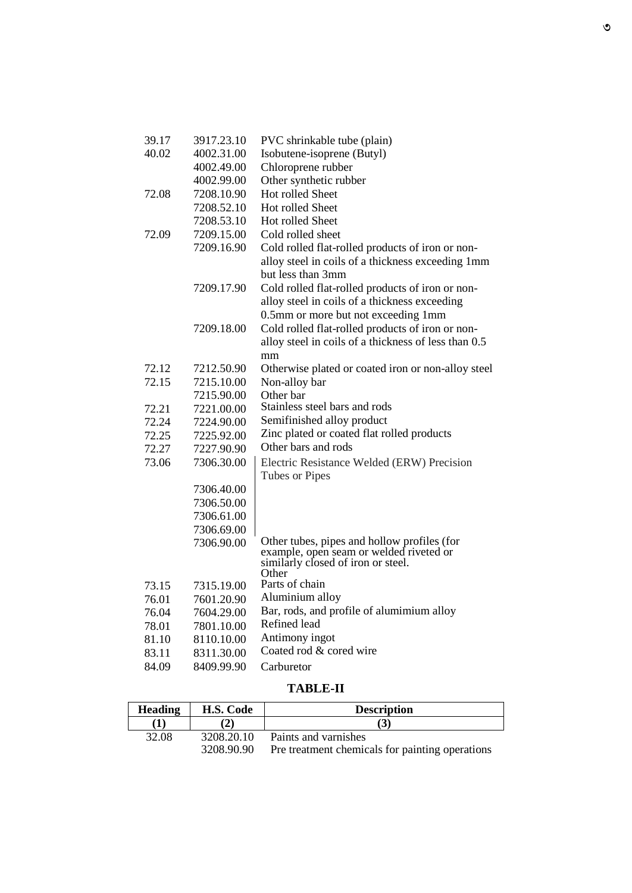| | | |
|---|---|---|
| 39.17 | 3917.23.10 | PVC shrinkable tube (plain) |
| 40.02 | 4002.31.00 | Isobutene-isoprene (Butyl) |
| | 4002.49.00 | Chloroprene rubber |
| | 4002.99.00 | Other synthetic rubber |
| 72.08 | 7208.10.90 | Hot rolled Sheet |
| | 7208.52.10 | Hot rolled Sheet |
| | 7208.53.10 | Hot rolled Sheet |
| 72.09 | 7209.15.00 | Cold rolled sheet |
| | 7209.16.90 | Cold rolled flat-rolled products of iron or non-alloy steel in coils of a thickness exceeding 1mm but less than 3mm |
| | 7209.17.90 | Cold rolled flat-rolled products of iron or non-alloy steel in coils of a thickness exceeding 0.5mm or more but not exceeding 1mm |
| | 7209.18.00 | Cold rolled flat-rolled products of iron or non-alloy steel in coils of a thickness of less than 0.5 mm |
| 72.12 | 7212.50.90 | Otherwise plated or coated iron or non-alloy steel |
| 72.15 | 7215.10.00 | Non-alloy bar |
| | 7215.90.00 | Other bar |
| 72.21 | 7221.00.00 | Stainless steel bars and rods |
| 72.24 | 7224.90.00 | Semifinished alloy product |
| 72.25 | 7225.92.00 | Zinc plated or coated flat rolled products |
| 72.27 | 7227.90.90 | Other bars and rods |
| 73.06 | 7306.30.00<br>7306.40.00<br>7306.50.00<br>7306.61.00<br>7306.69.00 | Electric Resistance Welded (ERW) Precision Tubes or Pipes |
| | 7306.90.00 | Other tubes, pipes and hollow profiles (for example, open seam or welded riveted or similarly closed of iron or steel. Other |
| 73.15 | 7315.19.00 | Parts of chain |
| 76.01 | 7601.20.90 | Aluminium alloy |
| 76.04 | 7604.29.00 | Bar, rods, and profile of alumimium alloy |
| 78.01 | 7801.10.00 | Refined lead |
| 81.10 | 8110.10.00 | Antimony ingot |
| 83.11 | 8311.30.00 | Coated rod & cored wire |
| 84.09 | 8409.99.90 | Carburetor |

**TABLE-II**

| Heading | H.S. Code | Description |
|---|---|---|
| (1) | (2) | (3) |
| 32.08 | 3208.20.10 | Paints and varnishes |
| | 3208.90.90 | Pre treatment chemicals for painting operations |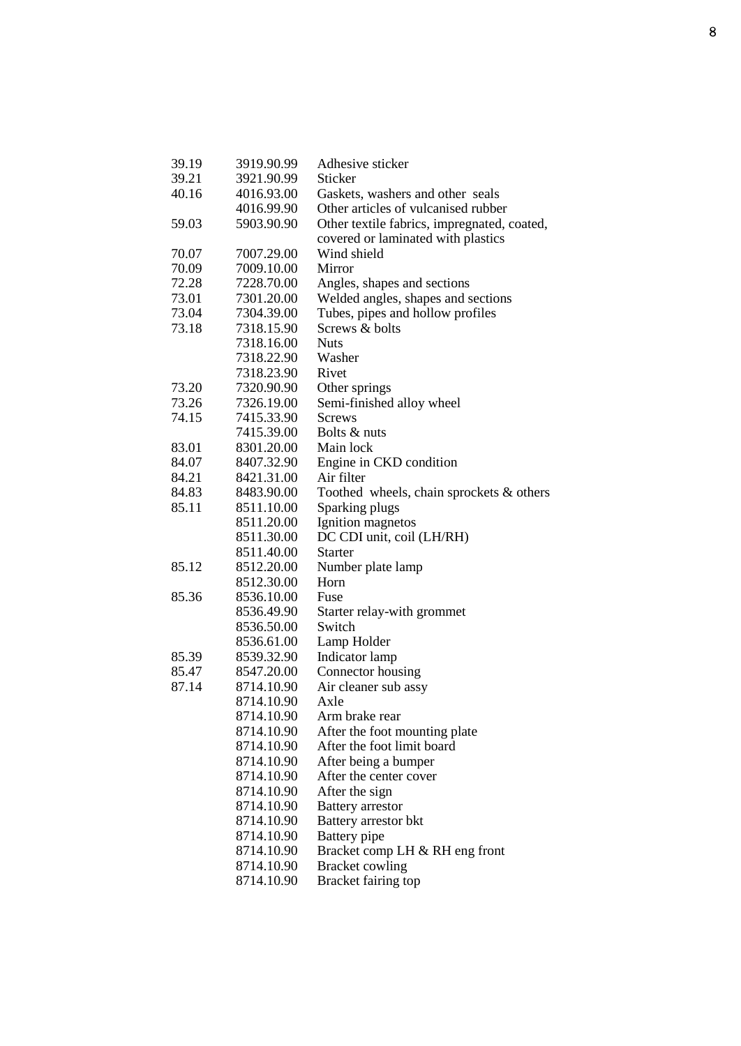| | | |
|---|---|---|
| 39.19 | 3919.90.99 | Adhesive sticker |
| 39.21 | 3921.90.99 | Sticker |
| 40.16 | 4016.93.00 | Gaskets, washers and other seals |
| | 4016.99.90 | Other articles of vulcanised rubber |
| 59.03 | 5903.90.90 | Other textile fabrics, impregnated, coated, covered or laminated with plastics |
| 70.07 | 7007.29.00 | Wind shield |
| 70.09 | 7009.10.00 | Mirror |
| 72.28 | 7228.70.00 | Angles, shapes and sections |
| 73.01 | 7301.20.00 | Welded angles, shapes and sections |
| 73.04 | 7304.39.00 | Tubes, pipes and hollow profiles |
| 73.18 | 7318.15.90 | Screws & bolts |
| | 7318.16.00 | Nuts |
| | 7318.22.90 | Washer |
| | 7318.23.90 | Rivet |
| 73.20 | 7320.90.90 | Other springs |
| 73.26 | 7326.19.00 | Semi-finished alloy wheel |
| 74.15 | 7415.33.90 | Screws |
| | 7415.39.00 | Bolts & nuts |
| 83.01 | 8301.20.00 | Main lock |
| 84.07 | 8407.32.90 | Engine in CKD condition |
| 84.21 | 8421.31.00 | Air filter |
| 84.83 | 8483.90.00 | Toothed wheels, chain sprockets & others |
| 85.11 | 8511.10.00 | Sparking plugs |
| | 8511.20.00 | Ignition magnetos |
| | 8511.30.00 | DC CDI unit, coil (LH/RH) |
| | 8511.40.00 | Starter |
| 85.12 | 8512.20.00 | Number plate lamp |
| | 8512.30.00 | Horn |
| 85.36 | 8536.10.00 | Fuse |
| | 8536.49.90 | Starter relay-with grommet |
| | 8536.50.00 | Switch |
| | 8536.61.00 | Lamp Holder |
| 85.39 | 8539.32.90 | Indicator lamp |
| 85.47 | 8547.20.00 | Connector housing |
| 87.14 | 8714.10.90 | Air cleaner sub assy |
| | 8714.10.90 | Axle |
| | 8714.10.90 | Arm brake rear |
| | 8714.10.90 | After the foot mounting plate |
| | 8714.10.90 | After the foot limit board |
| | 8714.10.90 | After being a bumper |
| | 8714.10.90 | After the center cover |
| | 8714.10.90 | After the sign |
| | 8714.10.90 | Battery arrestor |
| | 8714.10.90 | Battery arrestor bkt |
| | 8714.10.90 | Battery pipe |
| | 8714.10.90 | Bracket comp LH & RH eng front |
| | 8714.10.90 | Bracket cowling |
| | 8714.10.90 | Bracket fairing top |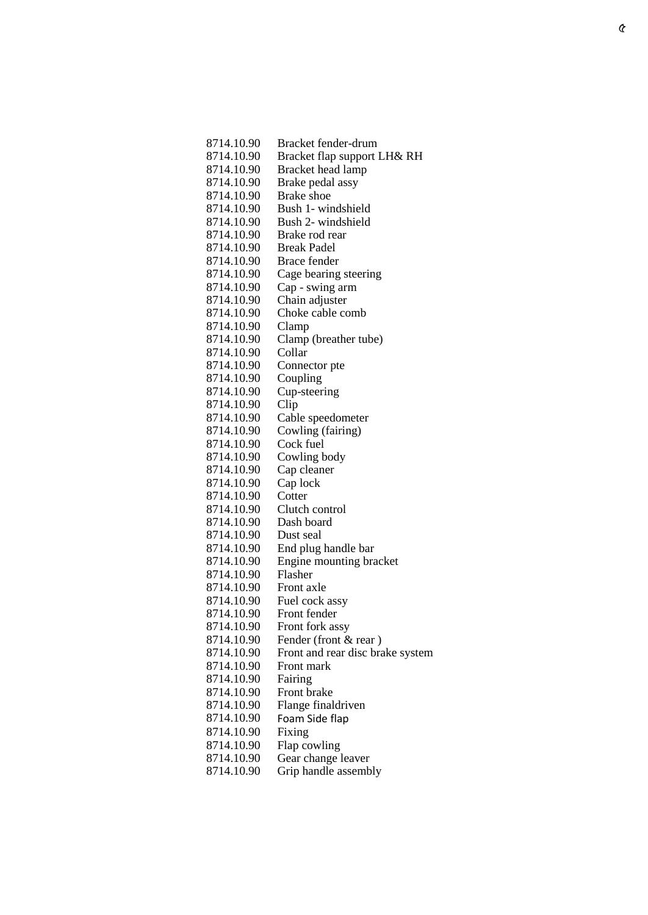| | |
|---|---|
| 8714.10.90 | Bracket fender-drum |
| 8714.10.90 | Bracket flap support LH& RH |
| 8714.10.90 | Bracket head lamp |
| 8714.10.90 | Brake pedal assy |
| 8714.10.90 | Brake shoe |
| 8714.10.90 | Bush 1- windshield |
| 8714.10.90 | Bush 2- windshield |
| 8714.10.90 | Brake rod rear |
| 8714.10.90 | Break Padel |
| 8714.10.90 | Brace fender |
| 8714.10.90 | Cage bearing steering |
| 8714.10.90 | Cap - swing arm |
| 8714.10.90 | Chain adjuster |
| 8714.10.90 | Choke cable comb |
| 8714.10.90 | Clamp |
| 8714.10.90 | Clamp (breather tube) |
| 8714.10.90 | Collar |
| 8714.10.90 | Connector pte |
| 8714.10.90 | Coupling |
| 8714.10.90 | Cup-steering |
| 8714.10.90 | Clip |
| 8714.10.90 | Cable speedometer |
| 8714.10.90 | Cowling (fairing) |
| 8714.10.90 | Cock fuel |
| 8714.10.90 | Cowling body |
| 8714.10.90 | Cap cleaner |
| 8714.10.90 | Cap lock |
| 8714.10.90 | Cotter |
| 8714.10.90 | Clutch control |
| 8714.10.90 | Dash board |
| 8714.10.90 | Dust seal |
| 8714.10.90 | End plug handle bar |
| 8714.10.90 | Engine mounting bracket |
| 8714.10.90 | Flasher |
| 8714.10.90 | Front axle |
| 8714.10.90 | Fuel cock assy |
| 8714.10.90 | Front fender |
| 8714.10.90 | Front fork assy |
| 8714.10.90 | Fender (front & rear ) |
| 8714.10.90 | Front and rear disc brake system |
| 8714.10.90 | Front mark |
| 8714.10.90 | Fairing |
| 8714.10.90 | Front brake |
| 8714.10.90 | Flange finaldriven |
| 8714.10.90 | Foam Side flap |
| 8714.10.90 | Fixing |
| 8714.10.90 | Flap cowling |
| 8714.10.90 | Gear change leaver |
| 8714.10.90 | Grip handle assembly |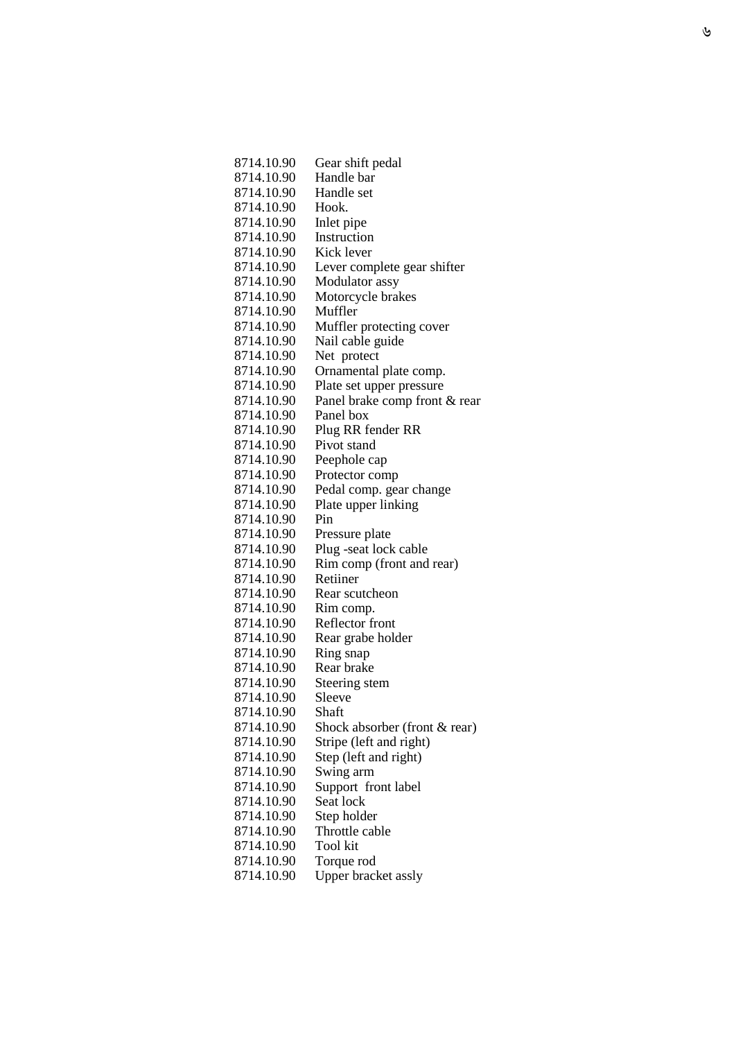| | |
|---|---|
| 8714.10.90 | Gear shift pedal |
| 8714.10.90 | Handle bar |
| 8714.10.90 | Handle set |
| 8714.10.90 | Hook. |
| 8714.10.90 | Inlet pipe |
| 8714.10.90 | Instruction |
| 8714.10.90 | Kick lever |
| 8714.10.90 | Lever complete gear shifter |
| 8714.10.90 | Modulator assy |
| 8714.10.90 | Motorcycle brakes |
| 8714.10.90 | Muffler |
| 8714.10.90 | Muffler protecting cover |
| 8714.10.90 | Nail cable guide |
| 8714.10.90 | Net protect |
| 8714.10.90 | Ornamental plate comp. |
| 8714.10.90 | Plate set upper pressure |
| 8714.10.90 | Panel brake comp front & rear |
| 8714.10.90 | Panel box |
| 8714.10.90 | Plug RR fender RR |
| 8714.10.90 | Pivot stand |
| 8714.10.90 | Peephole cap |
| 8714.10.90 | Protector comp |
| 8714.10.90 | Pedal comp. gear change |
| 8714.10.90 | Plate upper linking |
| 8714.10.90 | Pin |
| 8714.10.90 | Pressure plate |
| 8714.10.90 | Plug -seat lock cable |
| 8714.10.90 | Rim comp (front and rear) |
| 8714.10.90 | Retiiner |
| 8714.10.90 | Rear scutcheon |
| 8714.10.90 | Rim comp. |
| 8714.10.90 | Reflector front |
| 8714.10.90 | Rear grabe holder |
| 8714.10.90 | Ring snap |
| 8714.10.90 | Rear brake |
| 8714.10.90 | Steering stem |
| 8714.10.90 | Sleeve |
| 8714.10.90 | Shaft |
| 8714.10.90 | Shock absorber (front & rear) |
| 8714.10.90 | Stripe (left and right) |
| 8714.10.90 | Step (left and right) |
| 8714.10.90 | Swing arm |
| 8714.10.90 | Support front label |
| 8714.10.90 | Seat lock |
| 8714.10.90 | Step holder |
| 8714.10.90 | Throttle cable |
| 8714.10.90 | Tool kit |
| 8714.10.90 | Torque rod |
| 8714.10.90 | Upper bracket assly |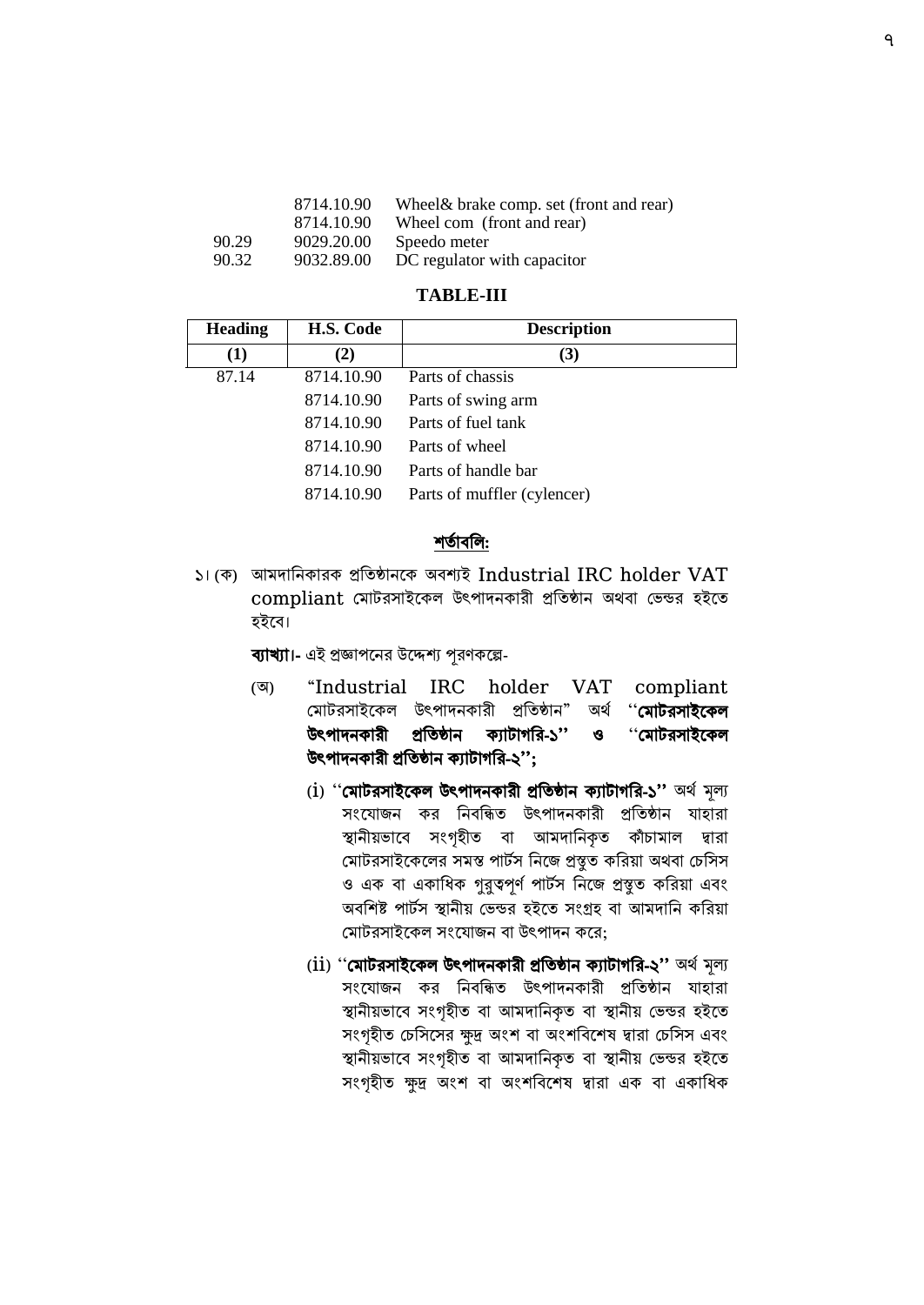| | | |
|---|---|---|
| | 8714.10.90 | Wheel& brake comp. set (front and rear) |
| | 8714.10.90 | Wheel com (front and rear) |
| 90.29 | 9029.20.00 | Speedo meter |
| 90.32 | 9032.89.00 | DC regulator with capacitor |

**TABLE-III**

| Heading | H.S. Code | Description |
|---|---|---|
| **(1)** | **(2)** | **(3)** |
| 87.14 | 8714.10.90 | Parts of chassis |
| | 8714.10.90 | Parts of swing arm |
| | 8714.10.90 | Parts of fuel tank |
| | 8714.10.90 | Parts of wheel |
| | 8714.10.90 | Parts of handle bar |
| | 8714.10.90 | Parts of muffler (cylencer) |

## শর্তাবলি:

১। (ক) আমদানিকারক প্রতিষ্ঠানকে অবশ্যই Industrial IRC holder VAT compliant মোটরসাইকেল উৎপাদনকারী প্রতিষ্ঠান অথবা ভেন্ডর হইতে হইবে।

**ব্যাখ্যা।-** এই প্রজ্ঞাপনের উদ্দেশ্য পূরণকল্পে-

(অ) "Industrial IRC holder VAT compliant মোটরসাইকেল উৎপাদনকারী প্রতিষ্ঠান" অর্থ **''মোটরসাইকেল উৎপাদনকারী প্রতিষ্ঠান ক্যাটাগরি-১'' ও ''মোটরসাইকেল উৎপাদনকারী প্রতিষ্ঠান ক্যাটাগরি-২'';**

(i) **''মোটরসাইকেল উৎপাদনকারী প্রতিষ্ঠান ক্যাটাগরি-১''** অর্থ মূল্য সংযোজন কর নিবন্ধিত উৎপাদনকারী প্রতিষ্ঠান যাহারা স্থানীয়ভাবে সংগৃহীত বা আমদানিকৃত কাঁচামাল দ্বারা মোটরসাইকেলের সমস্ত পার্টস নিজে প্রস্তুত করিয়া অথবা চেসিস ও এক বা একাধিক গুরুত্বপূর্ণ পার্টস নিজে প্রস্তুত করিয়া এবং অবশিষ্ট পার্টস স্থানীয় ভেন্ডর হইতে সংগ্রহ বা আমদানি করিয়া মোটরসাইকেল সংযোজন বা উৎপাদন করে;

(ii) **''মোটরসাইকেল উৎপাদনকারী প্রতিষ্ঠান ক্যাটাগরি-২''** অর্থ মূল্য সংযোজন কর নিবন্ধিত উৎপাদনকারী প্রতিষ্ঠান যাহারা স্থানীয়ভাবে সংগৃহীত বা আমদানিকৃত বা স্থানীয় ভেন্ডর হইতে সংগৃহীত চেসিসের ক্ষুদ্র অংশ বা অংশবিশেষ দ্বারা চেসিস এবং স্থানীয়ভাবে সংগৃহীত বা আমদানিকৃত বা স্থানীয় ভেন্ডর হইতে সংগৃহীত ক্ষুদ্র অংশ বা অংশবিশেষ দ্বারা এক বা একাধিক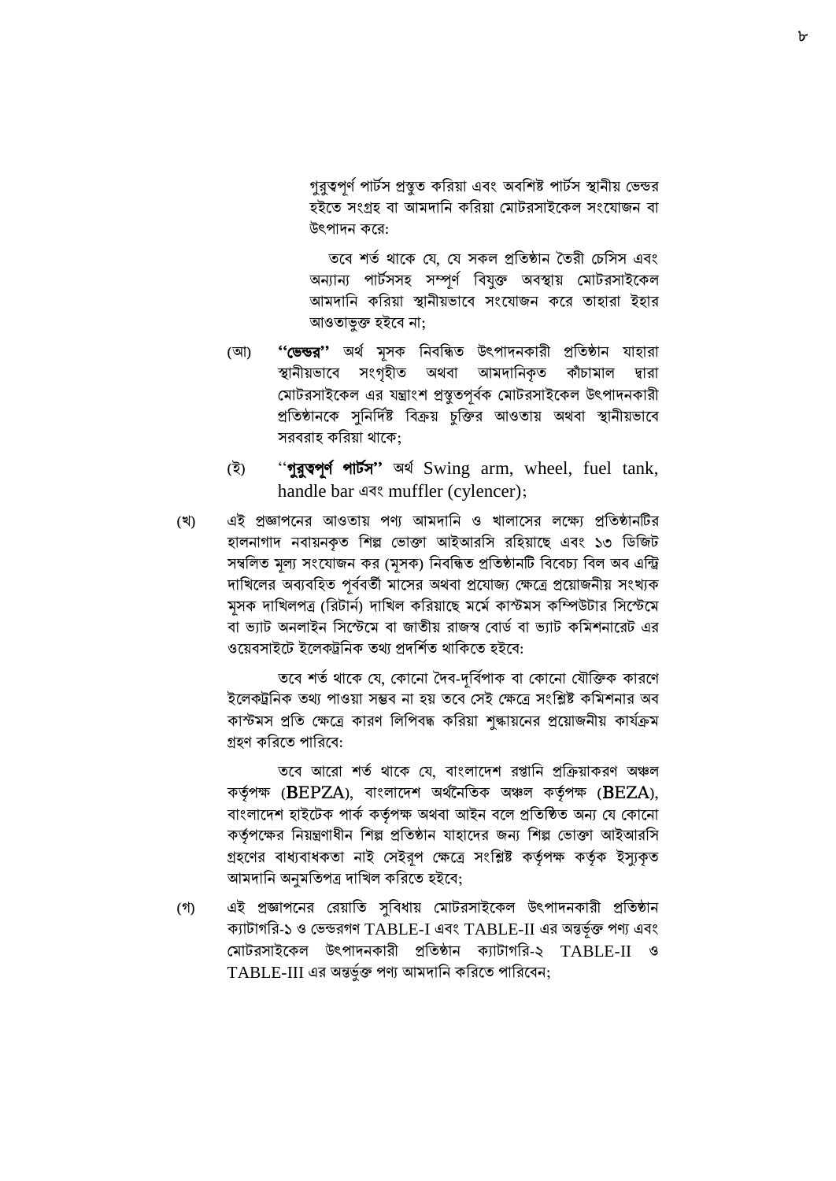গুরুত্বপূর্ণ পার্টস প্রস্তুত করিয়া এবং অবশিষ্ট পার্টস স্থানীয় ভেন্ডর হইতে সংগ্রহ বা আমদানি করিয়া মোটরসাইকেল সংযোজন বা উৎপাদন করে:

তবে শর্ত থাকে যে, যে সকল প্রতিষ্ঠান তৈরী চেসিস এবং অন্যান্য পার্টসসহ সম্পূর্ণ বিযুক্ত অবস্থায় মোটরসাইকেল আমদানি করিয়া স্থানীয়ভাবে সংযোজন করে তাহারা ইহার আওতাভুক্ত হইবে না;

(আ) **"ভেন্ডর"** অর্থ মূসক নিবন্ধিত উৎপাদনকারী প্রতিষ্ঠান যাহারা স্থানীয়ভাবে সংগৃহীত অথবা আমদানিকৃত কাঁচামাল দ্বারা মোটরসাইকেল এর যন্ত্রাংশ প্রস্তুতপূর্বক মোটরসাইকেল উৎপাদনকারী প্রতিষ্ঠানকে সুনির্দিষ্ট বিক্রয় চুক্তির আওতায় অথবা স্থানীয়ভাবে সরবরাহ করিয়া থাকে;

(ই) **"গুরুত্বপূর্ণ পার্টস"** অর্থ Swing arm, wheel, fuel tank, handle bar এবং muffler (cylencer);

(খ) এই প্রজ্ঞাপনের আওতায় পণ্য আমদানি ও খালাসের লক্ষ্যে প্রতিষ্ঠানটির হালনাগাদ নবায়নকৃত শিল্প ভোক্তা আইআরসি রহিয়াছে এবং ১৩ ডিজিট সম্বলিত মূল্য সংযোজন কর (মূসক) নিবন্ধিত প্রতিষ্ঠানটি বিবেচ্য বিল অব এন্ট্রি দাখিলের অব্যবহিত পূর্ববর্তী মাসের অথবা প্রযোজ্য ক্ষেত্রে প্রয়োজনীয় সংখ্যক মূসক দাখিলপত্র (রিটার্ন) দাখিল করিয়াছে মর্মে কাস্টমস কম্পিউটার সিস্টেমে বা ভ্যাট অনলাইন সিস্টেমে বা জাতীয় রাজস্ব বোর্ড বা ভ্যাট কমিশনারেট এর ওয়েবসাইটে ইলেকট্রনিক তথ্য প্রদর্শিত থাকিতে হইবে:

তবে শর্ত থাকে যে, কোনো দৈব-দূর্বিপাক বা কোনো যৌক্তিক কারণে ইলেকট্রনিক তথ্য পাওয়া সম্ভব না হয় তবে সেই ক্ষেত্রে সংশ্লিষ্ট কমিশনার অব কাস্টমস প্রতি ক্ষেত্রে কারণ লিপিবদ্ধ করিয়া শুল্কায়নের প্রয়োজনীয় কার্যক্রম গ্রহণ করিতে পারিবে:

তবে আরো শর্ত থাকে যে, বাংলাদেশ রপ্তানি প্রক্রিয়াকরণ অঞ্চল কর্তৃপক্ষ (BEPZA), বাংলাদেশ অর্থনৈতিক অঞ্চল কর্তৃপক্ষ (BEZA), বাংলাদেশ হাইটেক পার্ক কর্তৃপক্ষ অথবা আইন বলে প্রতিষ্ঠিত অন্য যে কোনো কর্তৃপক্ষের নিয়ন্ত্রণাধীন শিল্প প্রতিষ্ঠান যাহাদের জন্য শিল্প ভোক্তা আইআরসি গ্রহণের বাধ্যবাধকতা নাই সেইরূপ ক্ষেত্রে সংশ্লিষ্ট কর্তৃপক্ষ কর্তৃক ইস্যুকৃত আমদানি অনুমতিপত্র দাখিল করিতে হইবে;

(গ) এই প্রজ্ঞাপনের রেয়াতি সুবিধায় মোটরসাইকেল উৎপাদনকারী প্রতিষ্ঠান ক্যাটাগরি-১ ও ভেন্ডরগণ TABLE-I এবং TABLE-II এর অন্তর্ভূক্ত পণ্য এবং মোটরসাইকেল উৎপাদনকারী প্রতিষ্ঠান ক্যাটাগরি-২ TABLE-II ও TABLE-III এর অন্তর্ভুক্ত পণ্য আমদানি করিতে পারিবেন;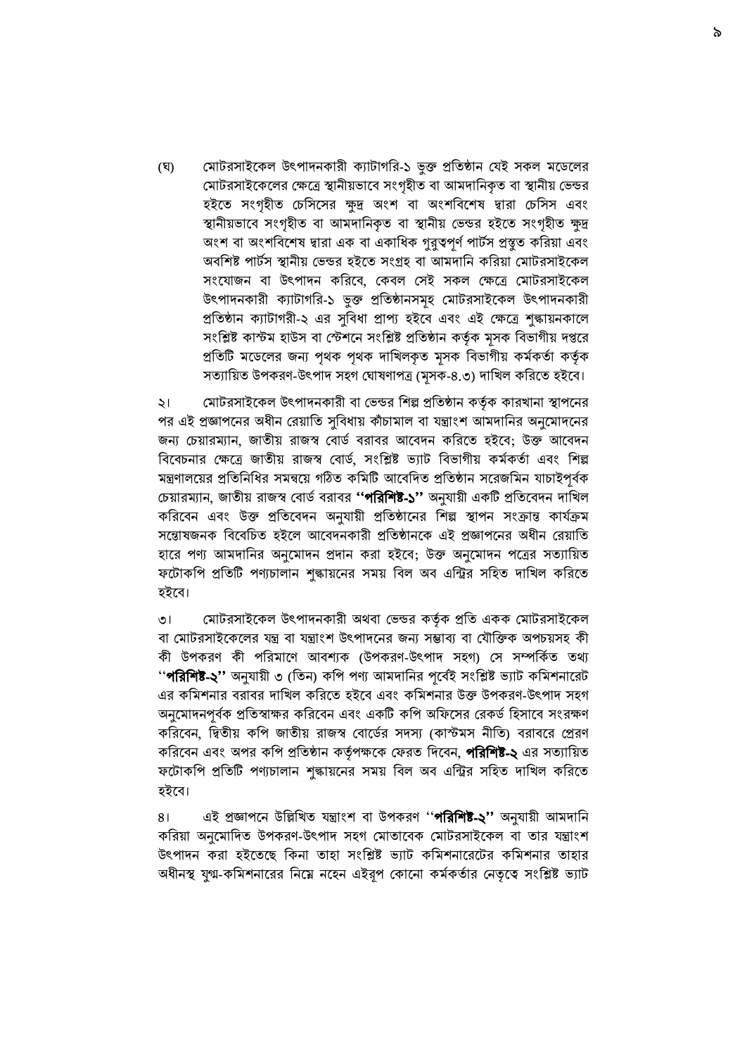(ঘ) মোটরসাইকেল উৎপাদনকারী ক্যাটাগরি-১ ভুক্ত প্রতিষ্ঠান যেই সকল মডেলের মোটরসাইকেলের ক্ষেত্রে স্থানীয়ভাবে সংগৃহীত বা আমদানিকৃত বা স্থানীয় ভেন্ডর হইতে সংগৃহীত চেসিসের ক্ষুদ্র অংশ বা অংশবিশেষ দ্বারা চেসিস এবং স্থানীয়ভাবে সংগৃহীত বা আমদানিকৃত বা স্থানীয় ভেন্ডর হইতে সংগৃহীত ক্ষুদ্র অংশ বা অংশবিশেষ দ্বারা এক বা একাধিক গুরুত্বপূর্ণ পার্টস প্রস্তুত করিয়া এবং অবশিষ্ট পার্টস স্থানীয় ভেন্ডর হইতে সংগ্রহ বা আমদানি করিয়া মোটরসাইকেল সংযোজন বা উৎপাদন করিবে, কেবল সেই সকল ক্ষেত্রে মোটরসাইকেল উৎপাদনকারী ক্যাটাগরি-১ ভুক্ত প্রতিষ্ঠানসমূহ মোটরসাইকেল উৎপাদনকারী প্রতিষ্ঠান ক্যাটাগরী-২ এর সুবিধা প্রাপ্য হইবে এবং এই ক্ষেত্রে শুল্কায়নকালে সংশ্লিষ্ট কাস্টম হাউস বা স্টেশনে সংশ্লিষ্ট প্রতিষ্ঠান কর্তৃক মূসক বিভাগীয় দপ্তরে প্রতিটি মডেলের জন্য পৃথক পৃথক দাখিলকৃত মূসক বিভাগীয় কর্মকর্তা কর্তৃক সত্যায়িত উপকরণ-উৎপাদ সহগ ঘোষণাপত্র (মূসক-৪.৩) দাখিল করিতে হইবে।

২। মোটরসাইকেল উৎপাদনকারী বা ভেন্ডর শিল্প প্রতিষ্ঠান কর্তৃক কারখানা স্থাপনের পর এই প্রজ্ঞাপনের অধীন রেয়াতি সুবিধায় কাঁচামাল বা যন্ত্রাংশ আমদানির অনুমোদনের জন্য চেয়ারম্যান, জাতীয় রাজস্ব বোর্ড বরাবর আবেদন করিতে হইবে; উক্ত আবেদন বিবেচনার ক্ষেত্রে জাতীয় রাজস্ব বোর্ড, সংশ্লিষ্ট ভ্যাট বিভাগীয় কর্মকর্তা এবং শিল্প মন্ত্রণালয়ের প্রতিনিধির সমন্বয়ে গঠিত কমিটি আবেদিত প্রতিষ্ঠান সরেজমিন যাচাইপূর্বক চেয়ারম্যান, জাতীয় রাজস্ব বোর্ড বরাবর **''পরিশিষ্ট-১''** অনুযায়ী একটি প্রতিবেদন দাখিল করিবেন এবং উক্ত প্রতিবেদন অনুযায়ী প্রতিষ্ঠানের শিল্প স্থাপন সংক্রান্ত কার্যক্রম সন্তোষজনক বিবেচিত হইলে আবেদনকারী প্রতিষ্ঠানকে এই প্রজ্ঞাপনের অধীন রেয়াতি হারে পণ্য আমদানির অনুমোদন প্রদান করা হইবে; উক্ত অনুমোদন পত্রের সত্যায়িত ফটোকপি প্রতিটি পণ্যচালান শুল্কায়নের সময় বিল অব এন্ট্রির সহিত দাখিল করিতে হইবে।

৩। মোটরসাইকেল উৎপাদনকারী অথবা ভেন্ডর কর্তৃক প্রতি একক মোটরসাইকেল বা মোটরসাইকেলের যন্ত্র বা যন্ত্রাংশ উৎপাদনের জন্য সম্ভাব্য বা যৌক্তিক অপচয়সহ কী কী উপকরণ কী পরিমাণে আবশ্যক (উপকরণ-উৎপাদ সহগ) সে সম্পর্কিত তথ্য **''পরিশিষ্ট-২''** অনুযায়ী ৩ (তিন) কপি পণ্য আমদানির পূর্বেই সংশ্লিষ্ট ভ্যাট কমিশনারেট এর কমিশনার বরাবর দাখিল করিতে হইবে এবং কমিশনার উক্ত উপকরণ-উৎপাদ সহগ অনুমোদনপূর্বক প্রতিস্বাক্ষর করিবেন এবং একটি কপি অফিসের রেকর্ড হিসাবে সংরক্ষণ করিবেন, দ্বিতীয় কপি জাতীয় রাজস্ব বোর্ডের সদস্য (কাস্টমস নীতি) বরাবরে প্রেরণ করিবেন এবং অপর কপি প্রতিষ্ঠান কর্তৃপক্ষকে ফেরত দিবেন, **পরিশিষ্ট-২** এর সত্যায়িত ফটোকপি প্রতিটি পণ্যচালান শুল্কায়নের সময় বিল অব এন্ট্রির সহিত দাখিল করিতে হইবে।

৪। এই প্রজ্ঞাপনে উল্লিখিত যন্ত্রাংশ বা উপকরণ **''পরিশিষ্ট-২''** অনুযায়ী আমদানি করিয়া অনুমোদিত উপকরণ-উৎপাদ সহগ মোতাবেক মোটরসাইকেল বা তার যন্ত্রাংশ উৎপাদন করা হইতেছে কিনা তাহা সংশ্লিষ্ট ভ্যাট কমিশনারেটের কমিশনার তাহার অধীনস্থ যুগ্ম-কমিশনারের নিম্নে নহেন এইরূপ কোনো কর্মকর্তার নেতৃত্বে সংশ্লিষ্ট ভ্যাট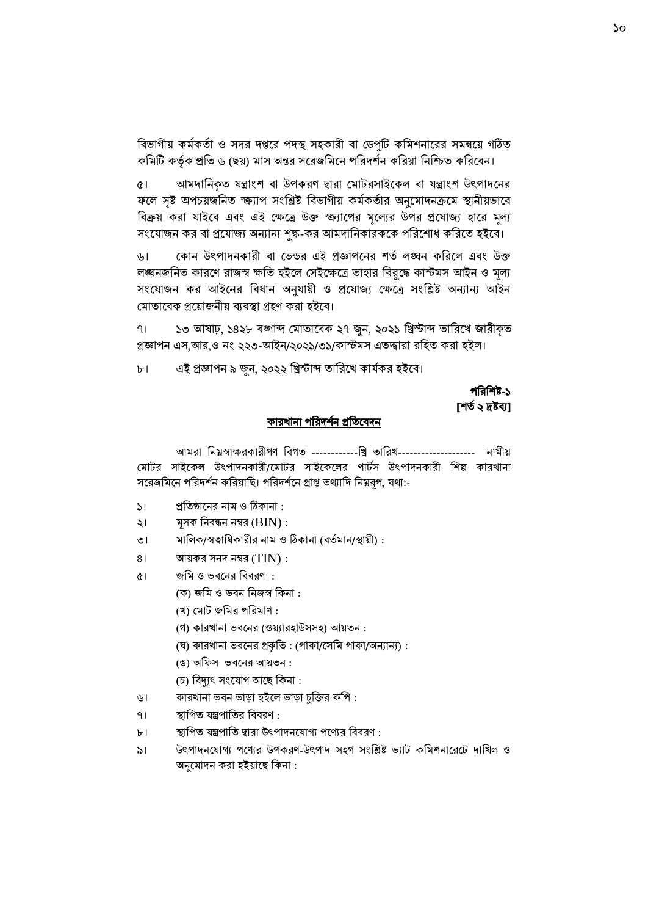বিভাগীয় কর্মকর্তা ও সদর দপ্তরে পদস্থ সহকারী বা ডেপুটি কমিশনারের সমন্বয়ে গঠিত কমিটি কর্তৃক প্রতি ৬ (ছয়) মাস অন্তর সরেজমিনে পরিদর্শন করিয়া নিশ্চিত করিবেন।

৫। আমদানিকৃত যন্ত্রাংশ বা উপকরণ দ্বারা মোটরসাইকেল বা যন্ত্রাংশ উৎপাদনের ফলে সৃষ্ট অপচয়জনিত স্ক্র্যাপ সংশ্লিষ্ট বিভাগীয় কর্মকর্তার অনুমোদনক্রমে স্থানীয়ভাবে বিক্রয় করা যাইবে এবং এই ক্ষেত্রে উক্ত স্ক্র্যাপের মূল্যের উপর প্রযোজ্য হারে মূল্য সংযোজন কর বা প্রযোজ্য অন্যান্য শুল্ক-কর আমদানিকারককে পরিশোধ করিতে হইবে।

৬। কোন উৎপাদনকারী বা ভেন্ডর এই প্রজ্ঞাপনের শর্ত লঙ্ঘন করিলে এবং উক্ত লঙ্ঘনজনিত কারণে রাজস্ব ক্ষতি হইলে সেইক্ষেত্রে তাহার বিরুদ্ধে কাস্টমস আইন ও মূল্য সংযোজন কর আইনের বিধান অনুযায়ী ও প্রযোজ্য ক্ষেত্রে সংশ্লিষ্ট অন্যান্য আইন মোতাবেক প্রয়োজনীয় ব্যবস্থা গ্রহণ করা হইবে।

৭। ১৩ আষাঢ়, ১৪২৮ বঙ্গাব্দ মোতাবেক ২৭ জুন, ২০২১ খ্রিস্টাব্দ তারিখে জারীকৃত প্রজ্ঞাপন এস,আর,ও নং ২২৩-আইন/২০২১/৩১/কাস্টমস এতদ্দ্বারা রহিত করা হইল।

৮। এই প্রজ্ঞাপন ৯ জুন, ২০২২ খ্রিস্টাব্দ তারিখে কার্যকর হইবে।

**পরিশিষ্ট-১**
**[শর্ত ২ দ্রষ্টব্য]**

**কারখানা পরিদর্শন প্রতিবেদন**

আমরা নিম্নস্বাক্ষরকারীগণ বিগত ------------খ্রি তারিখ-------------------- নামীয় মোটর সাইকেল উৎপাদনকারী/মোটর সাইকেলের পার্টস উৎপাদনকারী শিল্প কারখানা সরেজমিনে পরিদর্শন করিয়াছি। পরিদর্শনে প্রাপ্ত তথ্যাদি নিম্নরূপ, যথা:-

১। প্রতিষ্ঠানের নাম ও ঠিকানা :

২। মূসক নিবন্ধন নম্বর (BIN) :

৩। মালিক/স্বত্বাধিকারীর নাম ও ঠিকানা (বর্তমান/স্থায়ী) :

৪। আয়কর সনদ নম্বর (TIN) :

৫। জমি ও ভবনের বিবরণ :

(ক) জমি ও ভবন নিজস্ব কিনা :

(খ) মোট জমির পরিমাণ :

(গ) কারখানা ভবনের (ওয়্যারহাউসসহ) আয়তন :

(ঘ) কারখানা ভবনের প্রকৃতি : (পাকা/সেমি পাকা/অন্যান্য) :

(ঙ) অফিস ভবনের আয়তন :

(চ) বিদ্যুৎ সংযোগ আছে কিনা :

৬। কারখানা ভবন ভাড়া হইলে ভাড়া চুক্তির কপি :

৭। স্থাপিত যন্ত্রপাতির বিবরণ :

৮। স্থাপিত যন্ত্রপাতি দ্বারা উৎপাদনযোগ্য পণ্যের বিবরণ :

৯। উৎপাদনযোগ্য পণ্যের উপকরণ-উৎপাদ সহগ সংশ্লিষ্ট ভ্যাট কমিশনারেটে দাখিল ও অনুমোদন করা হইয়াছে কিনা :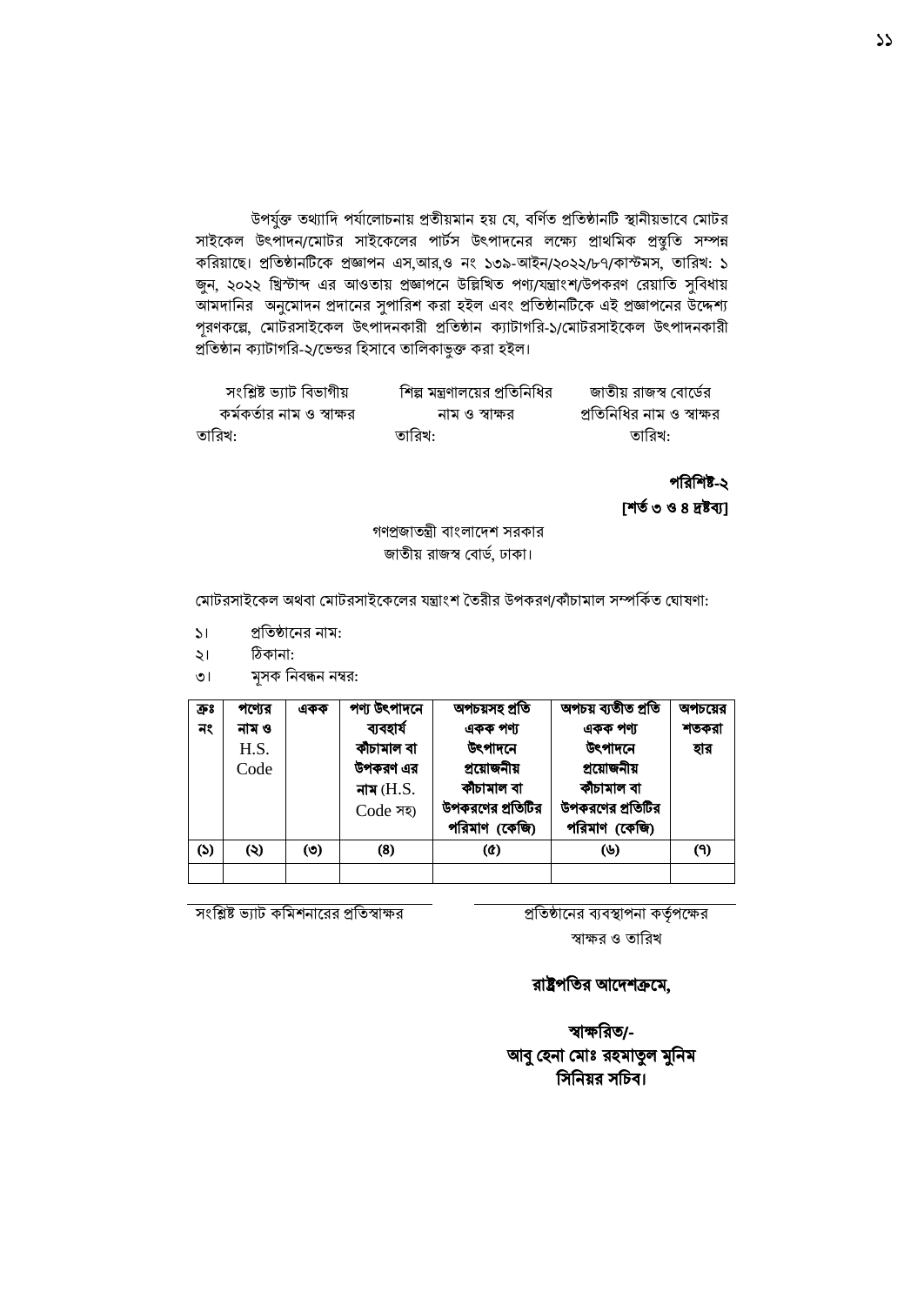উপর্যুক্ত তথ্যাদি পর্যালোচনায় প্রতীয়মান হয় যে, বর্ণিত প্রতিষ্ঠানটি স্থানীয়ভাবে মোটর সাইকেল উৎপাদন/মোটর সাইকেলের পার্টস উৎপাদনের লক্ষ্যে প্রাথমিক প্রস্তুতি সম্পন্ন করিয়াছে। প্রতিষ্ঠানটিকে প্রজ্ঞাপন এস,আর,ও নং ১৩৯-আইন/২০২২/৮৭/কাস্টমস, তারিখ: ১ জুন, ২০২২ খ্রিস্টাব্দ এর আওতায় প্রজ্ঞাপনে উল্লিখিত পণ্য/যন্ত্রাংশ/উপকরণ রেয়াতি সুবিধায় আমদানির অনুমোদন প্রদানের সুপারিশ করা হইল এবং প্রতিষ্ঠানটিকে এই প্রজ্ঞাপনের উদ্দেশ্য পূরণকল্পে, মোটরসাইকেল উৎপাদনকারী প্রতিষ্ঠান ক্যাটাগরি-১/মোটরসাইকেল উৎপাদনকারী প্রতিষ্ঠান ক্যাটাগরি-২/ভেন্ডর হিসাবে তালিকাভুক্ত করা হইল।

| সংশ্লিষ্ট ভ্যাট বিভাগীয় কর্মকর্তার নাম ও স্বাক্ষর | শিল্প মন্ত্রণালয়ের প্রতিনিধির নাম ও স্বাক্ষর | জাতীয় রাজস্ব বোর্ডের প্রতিনিধির নাম ও স্বাক্ষর |
|---|---|---|
| তারিখ: | তারিখ: | তারিখ: |

**পরিশিষ্ট-২**

**[শর্ত ৩ ও ৪ দ্রষ্টব্য]**

গণপ্রজাতন্ত্রী বাংলাদেশ সরকার
জাতীয় রাজস্ব বোর্ড, ঢাকা।

মোটরসাইকেল অথবা মোটরসাইকেলের যন্ত্রাংশ তৈরীর উপকরণ/কাঁচামাল সম্পর্কিত ঘোষণা:

১। প্রতিষ্ঠানের নাম:

২। ঠিকানা:

৩। মূসক নিবন্ধন নম্বর:

| ক্রঃ নং | পণ্যের নাম ও H.S. Code | একক | পণ্য উৎপাদনে ব্যবহার্য কাঁচামাল বা উপকরণ এর নাম (H.S. Code সহ) | অপচয়সহ প্রতি একক পণ্য উৎপাদনে প্রয়োজনীয় কাঁচামাল বা উপকরণের প্রতিটির পরিমাণ (কেজি) | অপচয় ব্যতীত প্রতি একক পণ্য উৎপাদনে প্রয়োজনীয় কাঁচামাল বা উপকরণের প্রতিটির পরিমাণ (কেজি) | অপচয়ের শতকরা হার |
|---|---|---|---|---|---|---|
| (১) | (২) | (৩) | (৪) | (৫) | (৬) | (৭) |
| | | | | | | |

সংশ্লিষ্ট ভ্যাট কমিশনারের প্রতিস্বাক্ষর

প্রতিষ্ঠানের ব্যবস্থাপনা কর্তৃপক্ষের স্বাক্ষর ও তারিখ

**রাষ্ট্রপতির আদেশক্রমে,**

**স্বাক্ষরিত/-**
**আবু হেনা মোঃ রহমাতুল মুনিম**
**সিনিয়র সচিব।**